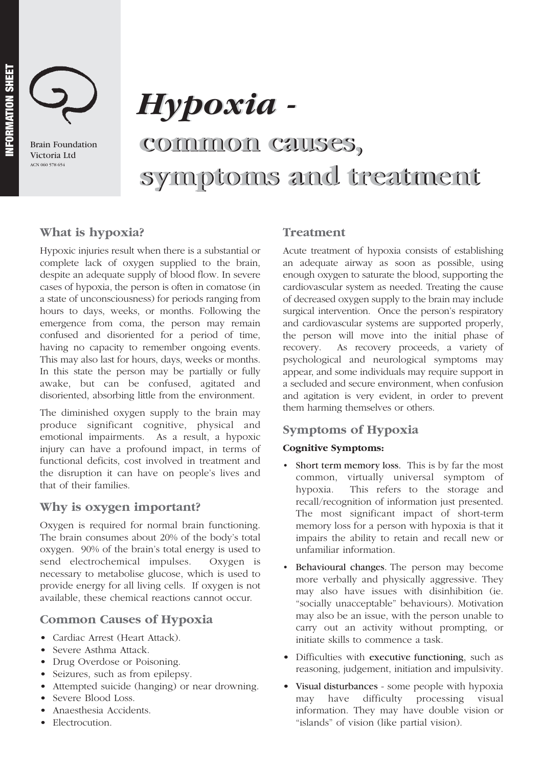INFORMATION SHEET

Brain Foundation
Victoria Ltd
ACN 060 578 654

# *Hypoxia -* common causes, symptoms and treatment

## What is hypoxia?

Hypoxic injuries result when there is a substantial or complete lack of oxygen supplied to the brain, despite an adequate supply of blood flow. In severe cases of hypoxia, the person is often in comatose (in a state of unconsciousness) for periods ranging from hours to days, weeks, or months. Following the emergence from coma, the person may remain confused and disoriented for a period of time, having no capacity to remember ongoing events. This may also last for hours, days, weeks or months. In this state the person may be partially or fully awake, but can be confused, agitated and disoriented, absorbing little from the environment.

The diminished oxygen supply to the brain may produce significant cognitive, physical and emotional impairments. As a result, a hypoxic injury can have a profound impact, in terms of functional deficits, cost involved in treatment and the disruption it can have on people's lives and that of their families.

## Why is oxygen important?

Oxygen is required for normal brain functioning. The brain consumes about 20% of the body's total oxygen. 90% of the brain's total energy is used to send electrochemical impulses. Oxygen is necessary to metabolise glucose, which is used to provide energy for all living cells. If oxygen is not available, these chemical reactions cannot occur.

## Common Causes of Hypoxia

- Cardiac Arrest (Heart Attack).
- Severe Asthma Attack.
- Drug Overdose or Poisoning.
- Seizures, such as from epilepsy.
- Attempted suicide (hanging) or near drowning.
- Severe Blood Loss.
- Anaesthesia Accidents.
- Electrocution.

## Treatment

Acute treatment of hypoxia consists of establishing an adequate airway as soon as possible, using enough oxygen to saturate the blood, supporting the cardiovascular system as needed. Treating the cause of decreased oxygen supply to the brain may include surgical intervention. Once the person's respiratory and cardiovascular systems are supported properly, the person will move into the initial phase of recovery. As recovery proceeds, a variety of psychological and neurological symptoms may appear, and some individuals may require support in a secluded and secure environment, when confusion and agitation is very evident, in order to prevent them harming themselves or others.

## Symptoms of Hypoxia

**Cognitive Symptoms:**

- Short term memory loss. This is by far the most common, virtually universal symptom of hypoxia. This refers to the storage and recall/recognition of information just presented. The most significant impact of short-term memory loss for a person with hypoxia is that it impairs the ability to retain and recall new or unfamiliar information.
- Behavioural changes. The person may become more verbally and physically aggressive. They may also have issues with disinhibition (ie. "socially unacceptable" behaviours). Motivation may also be an issue, with the person unable to carry out an activity without prompting, or initiate skills to commence a task.
- Difficulties with executive functioning, such as reasoning, judgement, initiation and impulsivity.
- Visual disturbances - some people with hypoxia may have difficulty processing visual information. They may have double vision or "islands" of vision (like partial vision).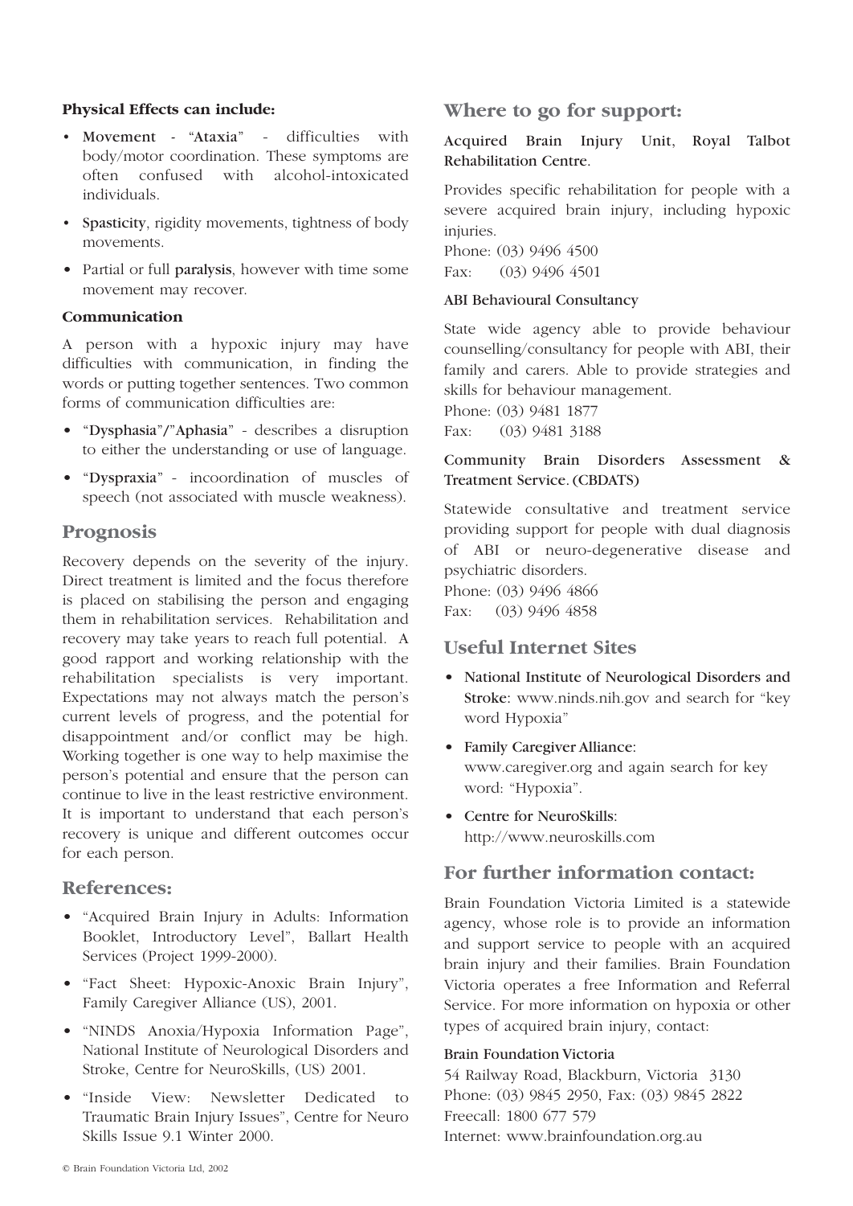**Physical Effects can include:**

- **Movement** - "**Ataxia**" - difficulties with body/motor coordination. These symptoms are often confused with alcohol-intoxicated individuals.
- **Spasticity**, rigidity movements, tightness of body movements.
- Partial or full **paralysis**, however with time some movement may recover.

**Communication**

A person with a hypoxic injury may have difficulties with communication, in finding the words or putting together sentences. Two common forms of communication difficulties are:

- "**Dysphasia**"/"**Aphasia**" - describes a disruption to either the understanding or use of language.
- "**Dyspraxia**" - incoordination of muscles of speech (not associated with muscle weakness).

## Prognosis

Recovery depends on the severity of the injury. Direct treatment is limited and the focus therefore is placed on stabilising the person and engaging them in rehabilitation services. Rehabilitation and recovery may take years to reach full potential. A good rapport and working relationship with the rehabilitation specialists is very important. Expectations may not always match the person's current levels of progress, and the potential for disappointment and/or conflict may be high. Working together is one way to help maximise the person's potential and ensure that the person can continue to live in the least restrictive environment. It is important to understand that each person's recovery is unique and different outcomes occur for each person.

## References:

- "Acquired Brain Injury in Adults: Information Booklet, Introductory Level", Ballart Health Services (Project 1999-2000).
- "Fact Sheet: Hypoxic-Anoxic Brain Injury", Family Caregiver Alliance (US), 2001.
- "NINDS Anoxia/Hypoxia Information Page", National Institute of Neurological Disorders and Stroke, Centre for NeuroSkills, (US) 2001.
- "Inside View: Newsletter Dedicated to Traumatic Brain Injury Issues", Centre for Neuro Skills Issue 9.1 Winter 2000.

## Where to go for support:

**Acquired Brain Injury Unit, Royal Talbot Rehabilitation Centre.**

Provides specific rehabilitation for people with a severe acquired brain injury, including hypoxic injuries.
Phone: (03) 9496 4500
Fax: (03) 9496 4501

**ABI Behavioural Consultancy**

State wide agency able to provide behaviour counselling/consultancy for people with ABI, their family and carers. Able to provide strategies and skills for behaviour management.
Phone: (03) 9481 1877
Fax: (03) 9481 3188

**Community Brain Disorders Assessment & Treatment Service. (CBDATS)**

Statewide consultative and treatment service providing support for people with dual diagnosis of ABI or neuro-degenerative disease and psychiatric disorders.
Phone: (03) 9496 4866
Fax: (03) 9496 4858

## Useful Internet Sites

- **National Institute of Neurological Disorders and Stroke**: www.ninds.nih.gov and search for "key word Hypoxia"
- **Family Caregiver Alliance**: www.caregiver.org and again search for key word: "Hypoxia".
- **Centre for NeuroSkills**: http://www.neuroskills.com

## For further information contact:

Brain Foundation Victoria Limited is a statewide agency, whose role is to provide an information and support service to people with an acquired brain injury and their families. Brain Foundation Victoria operates a free Information and Referral Service. For more information on hypoxia or other types of acquired brain injury, contact:

**Brain Foundation Victoria**
54 Railway Road, Blackburn, Victoria 3130
Phone: (03) 9845 2950, Fax: (03) 9845 2822
Freecall: 1800 677 579
Internet: www.brainfoundation.org.au

© Brain Foundation Victoria Ltd, 2002